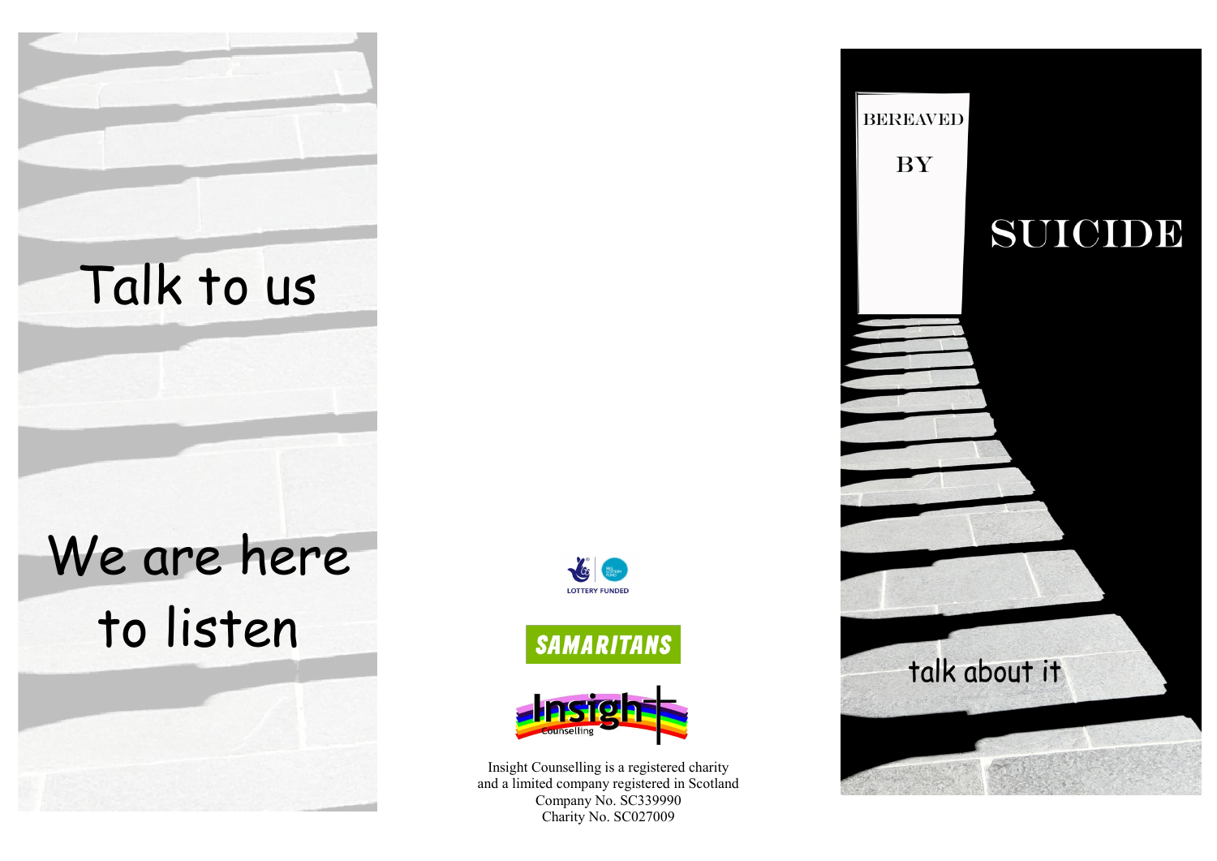Talk to us

We are here to listen

LOTTERY FUNDED

SAMARITANS

Insight Counselling

Insight Counselling is a registered charity and a limited company registered in Scotland
Company No. SC339990
Charity No. SC027009

# BEREAVED BY SUICIDE

talk about it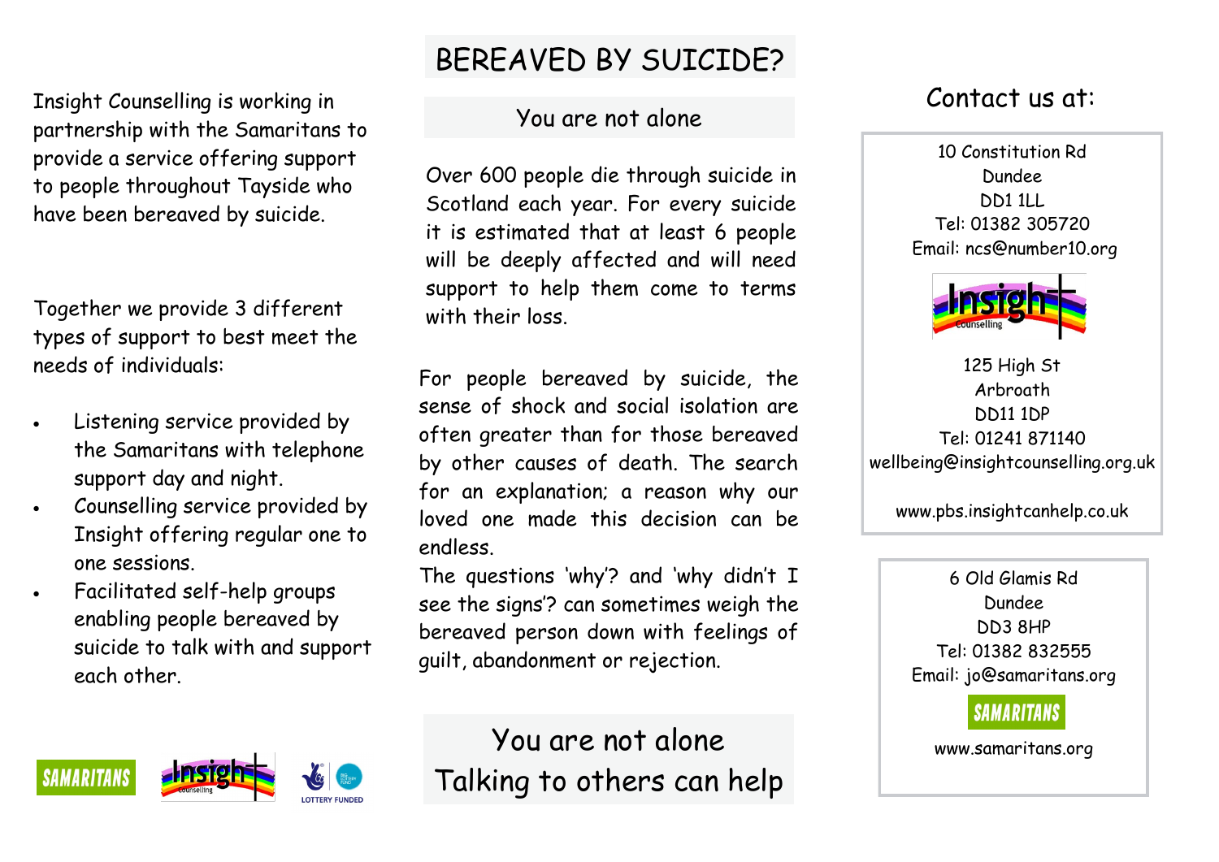Insight Counselling is working in partnership with the Samaritans to provide a service offering support to people throughout Tayside who have been bereaved by suicide.

Together we provide 3 different types of support to best meet the needs of individuals:

- Listening service provided by the Samaritans with telephone support day and night.
- Counselling service provided by Insight offering regular one to one sessions.
- Facilitated self-help groups enabling people bereaved by suicide to talk with and support each other.

SAMARITANS

Insight Counselling

LOTTERY FUNDED

# BEREAVED BY SUICIDE?

## You are not alone

Over 600 people die through suicide in Scotland each year. For every suicide it is estimated that at least 6 people will be deeply affected and will need support to help them come to terms with their loss.

For people bereaved by suicide, the sense of shock and social isolation are often greater than for those bereaved by other causes of death. The search for an explanation; a reason why our loved one made this decision can be endless.

The questions 'why'? and 'why didn't I see the signs'? can sometimes weigh the bereaved person down with feelings of guilt, abandonment or rejection.

## You are not alone
## Talking to others can help

## Contact us at:

10 Constitution Rd
Dundee
DD1 1LL
Tel: 01382 305720
Email: ncs@number10.org

Insight Counselling

125 High St
Arbroath
DD11 1DP
Tel: 01241 871140
wellbeing@insightcounselling.org.uk

www.pbs.insightcanhelp.co.uk

6 Old Glamis Rd
Dundee
DD3 8HP
Tel: 01382 832555
Email: jo@samaritans.org

SAMARITANS

www.samaritans.org